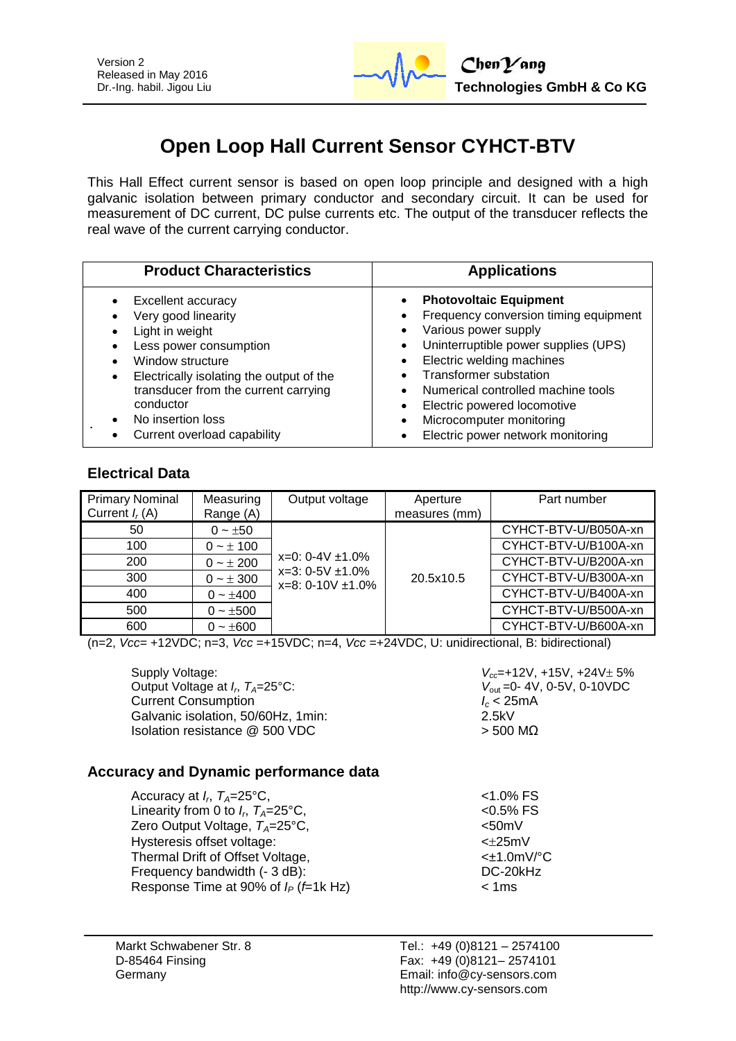Version 2
Released in May 2016
Dr.-Ing. habil. Jigou Liu

**ChenYang Technologies GmbH & Co KG**

# Open Loop Hall Current Sensor CYHCT-BTV

This Hall Effect current sensor is based on open loop principle and designed with a high galvanic isolation between primary conductor and secondary circuit. It can be used for measurement of DC current, DC pulse currents etc. The output of the transducer reflects the real wave of the current carrying conductor.

| Product Characteristics | Applications |
|---|---|
| • Excellent accuracy<br>• Very good linearity<br>• Light in weight<br>• Less power consumption<br>• Window structure<br>• Electrically isolating the output of the transducer from the current carrying conductor<br>• No insertion loss<br>• Current overload capability | • **Photovoltaic Equipment**<br>• Frequency conversion timing equipment<br>• Various power supply<br>• Uninterruptible power supplies (UPS)<br>• Electric welding machines<br>• Transformer substation<br>• Numerical controlled machine tools<br>• Electric powered locomotive<br>• Microcomputer monitoring<br>• Electric power network monitoring |

## Electrical Data

| Primary Nominal Current $I_r$ (A) | Measuring Range (A) | Output voltage | Aperture measures (mm) | Part number |
|---|---|---|---|---|
| 50 | 0 ~ ±50 | x=0: 0-4V ±1.0%<br>x=3: 0-5V ±1.0%<br>x=8: 0-10V ±1.0% | 20.5x10.5 | CYHCT-BTV-U/B050A-xn |
| 100 | 0 ~ ± 100 | | | CYHCT-BTV-U/B100A-xn |
| 200 | 0 ~ ± 200 | | | CYHCT-BTV-U/B200A-xn |
| 300 | 0 ~ ± 300 | | | CYHCT-BTV-U/B300A-xn |
| 400 | 0 ~ ±400 | | | CYHCT-BTV-U/B400A-xn |
| 500 | 0 ~ ±500 | | | CYHCT-BTV-U/B500A-xn |
| 600 | 0 ~ ±600 | | | CYHCT-BTV-U/B600A-xn |

(n=2, *Vcc*= +12VDC; n=3, *Vcc* =+15VDC; n=4, *Vcc* =+24VDC, U: unidirectional, B: bidirectional)

| | |
|---|---|
| Supply Voltage: | $V_{cc}$=+12V, +15V, +24V± 5% |
| Output Voltage at $I_r$, $T_A$=25°C: | $V_{out}$ =0- 4V, 0-5V, 0-10VDC |
| Current Consumption | $I_c$ < 25mA |
| Galvanic isolation, 50/60Hz, 1min: | 2.5kV |
| Isolation resistance @ 500 VDC | > 500 MΩ |

## Accuracy and Dynamic performance data

| | |
|---|---|
| Accuracy at $I_r$, $T_A$=25°C, | <1.0% FS |
| Linearity from 0 to $I_r$, $T_A$=25°C, | <0.5% FS |
| Zero Output Voltage, $T_A$=25°C, | <50mV |
| Hysteresis offset voltage: | <±25mV |
| Thermal Drift of Offset Voltage, | <±1.0mV/°C |
| Frequency bandwidth (- 3 dB): | DC-20kHz |
| Response Time at 90% of $I_P$ ($f$=1k Hz) | < 1ms |

Markt Schwabener Str. 8
D-85464 Finsing
Germany

Tel.: +49 (0)8121 – 2574100
Fax: +49 (0)8121– 2574101
Email: info@cy-sensors.com
http://www.cy-sensors.com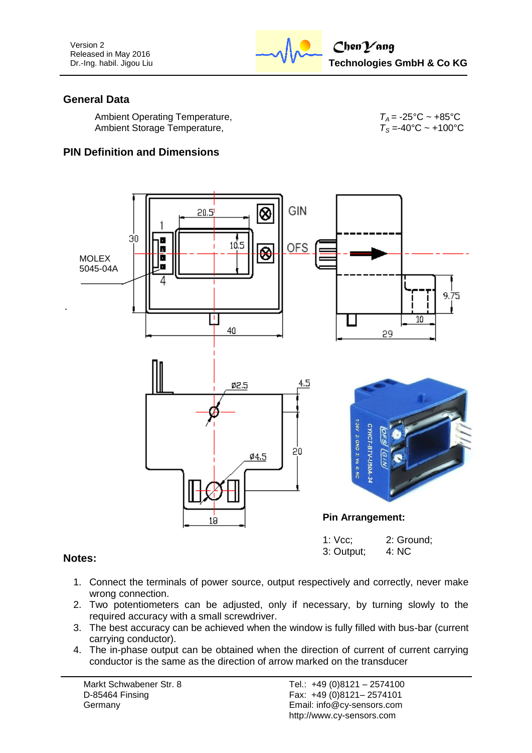## General Data

Ambient Operating Temperature, $T_A$ = -25°C ~ +85°C
Ambient Storage Temperature, $T_S$ =-40°C ~ +100°C

## PIN Definition and Dimensions

GIN
OFS
MOLEX 5045-04A
1
4
20.5
10.5
30
40
29
9.75
10
Ø2.5
4.5
Ø4.5
20
18

**Pin Arrangement:**

1: Vcc; 2: Ground;
3: Output; 4: NC

**Notes:**

1. Connect the terminals of power source, output respectively and correctly, never make wrong connection.
2. Two potentiometers can be adjusted, only if necessary, by turning slowly to the required accuracy with a small screwdriver.
3. The best accuracy can be achieved when the window is fully filled with bus-bar (current carrying conductor).
4. The in-phase output can be obtained when the direction of current of current carrying conductor is the same as the direction of arrow marked on the transducer